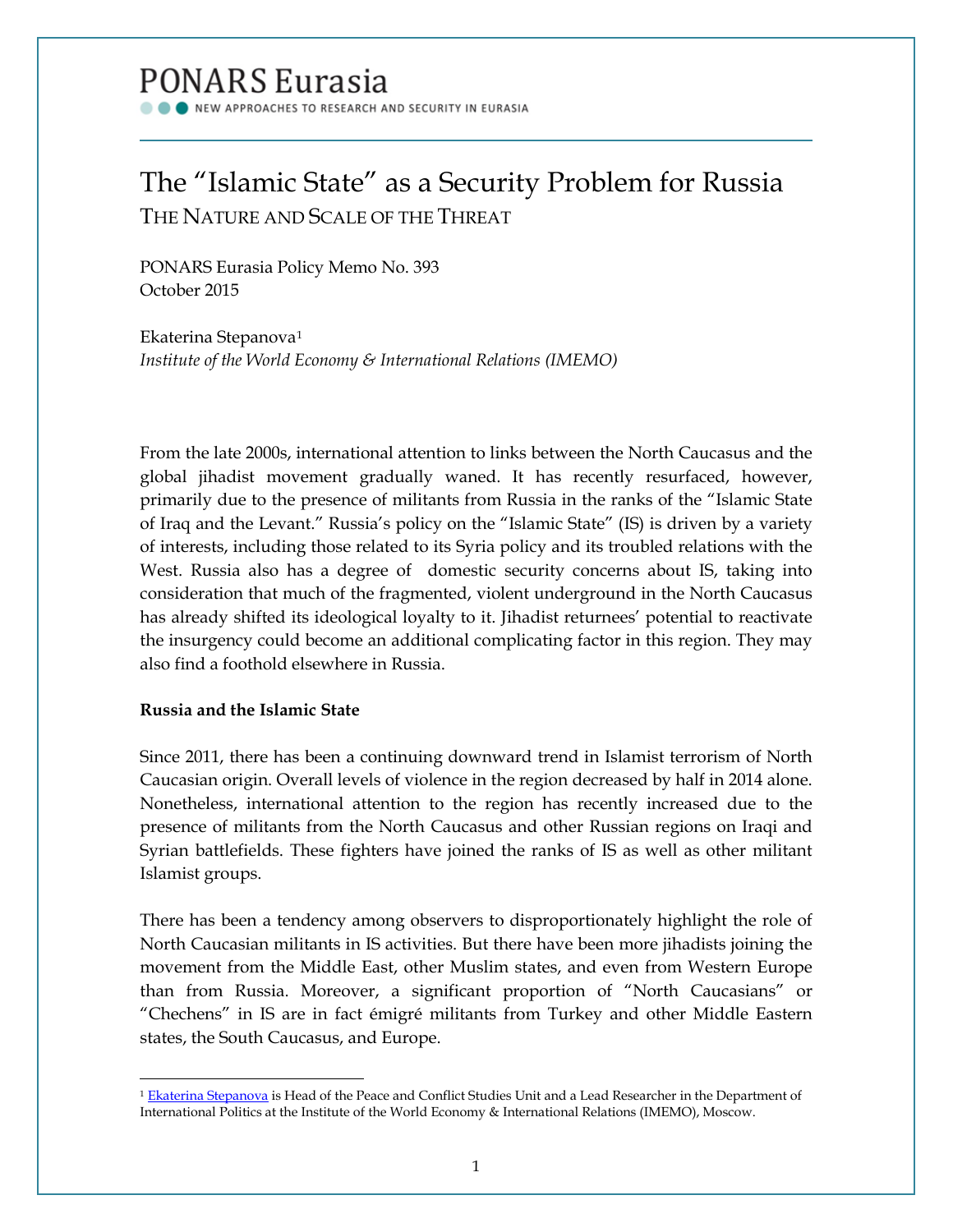PONARS Eurasia

NEW APPROACHES TO RESEARCH AND SECURITY IN EURASIA

# The "Islamic State" as a Security Problem for Russia

## THE NATURE AND SCALE OF THE THREAT

PONARS Eurasia Policy Memo No. 393
October 2015

Ekaterina Stepanova[1]
*Institute of the World Economy & International Relations (IMEMO)*

From the late 2000s, international attention to links between the North Caucasus and the global jihadist movement gradually waned. It has recently resurfaced, however, primarily due to the presence of militants from Russia in the ranks of the "Islamic State of Iraq and the Levant." Russia's policy on the "Islamic State" (IS) is driven by a variety of interests, including those related to its Syria policy and its troubled relations with the West. Russia also has a degree of domestic security concerns about IS, taking into consideration that much of the fragmented, violent underground in the North Caucasus has already shifted its ideological loyalty to it. Jihadist returnees' potential to reactivate the insurgency could become an additional complicating factor in this region. They may also find a foothold elsewhere in Russia.

**Russia and the Islamic State**

Since 2011, there has been a continuing downward trend in Islamist terrorism of North Caucasian origin. Overall levels of violence in the region decreased by half in 2014 alone. Nonetheless, international attention to the region has recently increased due to the presence of militants from the North Caucasus and other Russian regions on Iraqi and Syrian battlefields. These fighters have joined the ranks of IS as well as other militant Islamist groups.

There has been a tendency among observers to disproportionately highlight the role of North Caucasian militants in IS activities. But there have been more jihadists joining the movement from the Middle East, other Muslim states, and even from Western Europe than from Russia. Moreover, a significant proportion of "North Caucasians" or "Chechens" in IS are in fact émigré militants from Turkey and other Middle Eastern states, the South Caucasus, and Europe.

---

[1] Ekaterina Stepanova is Head of the Peace and Conflict Studies Unit and a Lead Researcher in the Department of International Politics at the Institute of the World Economy & International Relations (IMEMO), Moscow.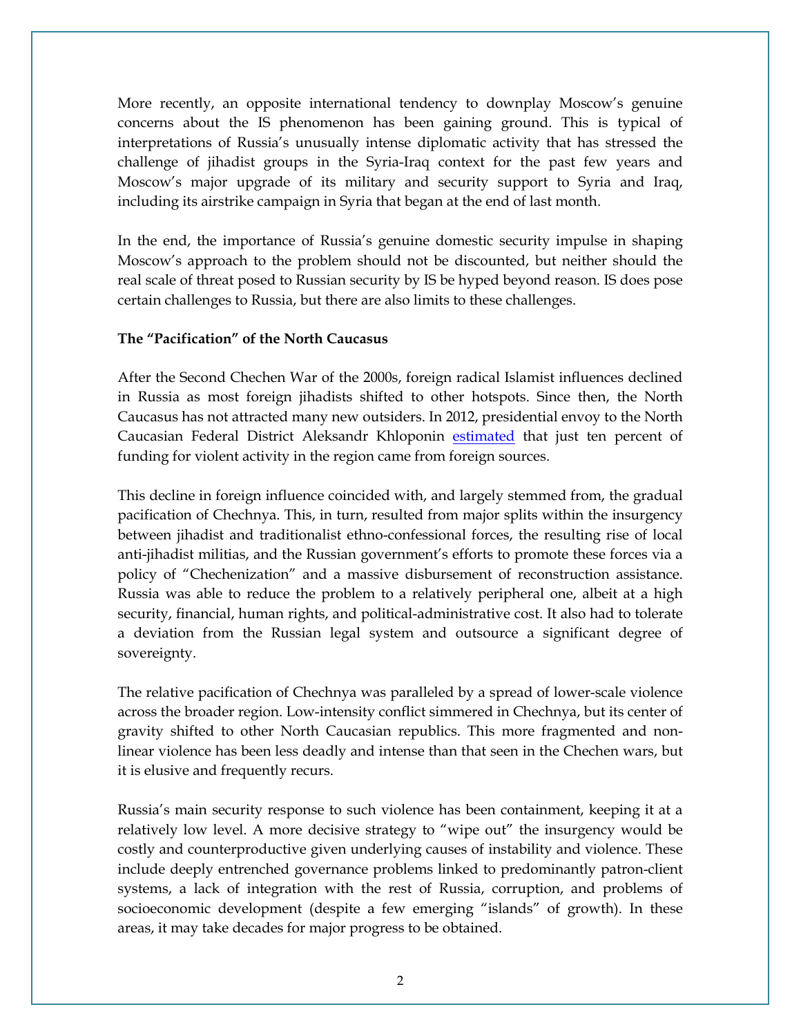More recently, an opposite international tendency to downplay Moscow's genuine concerns about the IS phenomenon has been gaining ground. This is typical of interpretations of Russia's unusually intense diplomatic activity that has stressed the challenge of jihadist groups in the Syria-Iraq context for the past few years and Moscow's major upgrade of its military and security support to Syria and Iraq, including its airstrike campaign in Syria that began at the end of last month.

In the end, the importance of Russia's genuine domestic security impulse in shaping Moscow's approach to the problem should not be discounted, but neither should the real scale of threat posed to Russian security by IS be hyped beyond reason. IS does pose certain challenges to Russia, but there are also limits to these challenges.

**The "Pacification" of the North Caucasus**

After the Second Chechen War of the 2000s, foreign radical Islamist influences declined in Russia as most foreign jihadists shifted to other hotspots. Since then, the North Caucasus has not attracted many new outsiders. In 2012, presidential envoy to the North Caucasian Federal District Aleksandr Khloponin estimated that just ten percent of funding for violent activity in the region came from foreign sources.

This decline in foreign influence coincided with, and largely stemmed from, the gradual pacification of Chechnya. This, in turn, resulted from major splits within the insurgency between jihadist and traditionalist ethno-confessional forces, the resulting rise of local anti-jihadist militias, and the Russian government's efforts to promote these forces via a policy of "Chechenization" and a massive disbursement of reconstruction assistance. Russia was able to reduce the problem to a relatively peripheral one, albeit at a high security, financial, human rights, and political-administrative cost. It also had to tolerate a deviation from the Russian legal system and outsource a significant degree of sovereignty.

The relative pacification of Chechnya was paralleled by a spread of lower-scale violence across the broader region. Low-intensity conflict simmered in Chechnya, but its center of gravity shifted to other North Caucasian republics. This more fragmented and non-linear violence has been less deadly and intense than that seen in the Chechen wars, but it is elusive and frequently recurs.

Russia's main security response to such violence has been containment, keeping it at a relatively low level. A more decisive strategy to "wipe out" the insurgency would be costly and counterproductive given underlying causes of instability and violence. These include deeply entrenched governance problems linked to predominantly patron-client systems, a lack of integration with the rest of Russia, corruption, and problems of socioeconomic development (despite a few emerging "islands" of growth). In these areas, it may take decades for major progress to be obtained.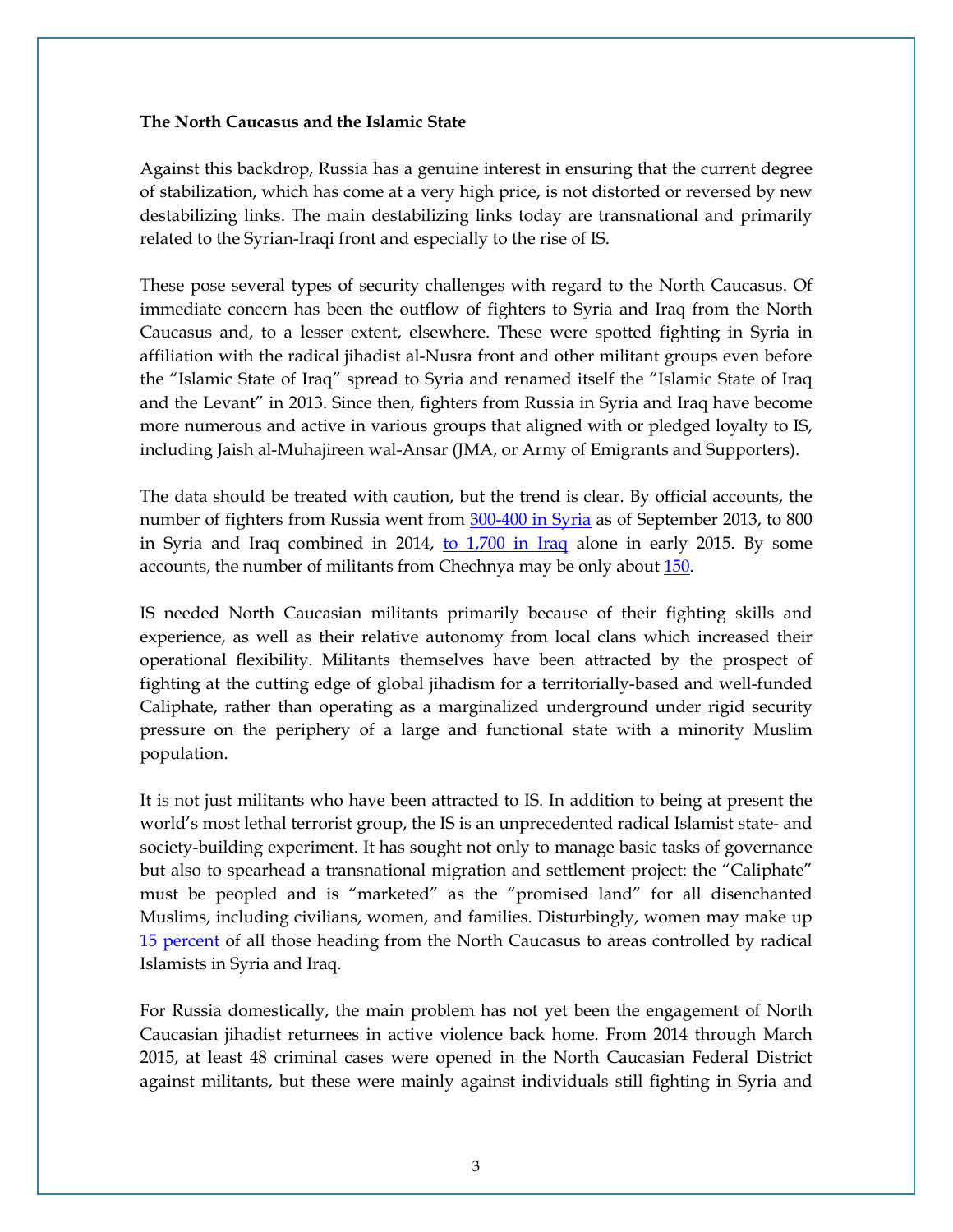**The North Caucasus and the Islamic State**

Against this backdrop, Russia has a genuine interest in ensuring that the current degree of stabilization, which has come at a very high price, is not distorted or reversed by new destabilizing links. The main destabilizing links today are transnational and primarily related to the Syrian-Iraqi front and especially to the rise of IS.

These pose several types of security challenges with regard to the North Caucasus. Of immediate concern has been the outflow of fighters to Syria and Iraq from the North Caucasus and, to a lesser extent, elsewhere. These were spotted fighting in Syria in affiliation with the radical jihadist al-Nusra front and other militant groups even before the "Islamic State of Iraq" spread to Syria and renamed itself the "Islamic State of Iraq and the Levant" in 2013. Since then, fighters from Russia in Syria and Iraq have become more numerous and active in various groups that aligned with or pledged loyalty to IS, including Jaish al-Muhajireen wal-Ansar (JMA, or Army of Emigrants and Supporters).

The data should be treated with caution, but the trend is clear. By official accounts, the number of fighters from Russia went from 300-400 in Syria as of September 2013, to 800 in Syria and Iraq combined in 2014, to 1,700 in Iraq alone in early 2015. By some accounts, the number of militants from Chechnya may be only about 150.

IS needed North Caucasian militants primarily because of their fighting skills and experience, as well as their relative autonomy from local clans which increased their operational flexibility. Militants themselves have been attracted by the prospect of fighting at the cutting edge of global jihadism for a territorially-based and well-funded Caliphate, rather than operating as a marginalized underground under rigid security pressure on the periphery of a large and functional state with a minority Muslim population.

It is not just militants who have been attracted to IS. In addition to being at present the world's most lethal terrorist group, the IS is an unprecedented radical Islamist state- and society-building experiment. It has sought not only to manage basic tasks of governance but also to spearhead a transnational migration and settlement project: the "Caliphate" must be peopled and is "marketed" as the "promised land" for all disenchanted Muslims, including civilians, women, and families. Disturbingly, women may make up 15 percent of all those heading from the North Caucasus to areas controlled by radical Islamists in Syria and Iraq.

For Russia domestically, the main problem has not yet been the engagement of North Caucasian jihadist returnees in active violence back home. From 2014 through March 2015, at least 48 criminal cases were opened in the North Caucasian Federal District against militants, but these were mainly against individuals still fighting in Syria and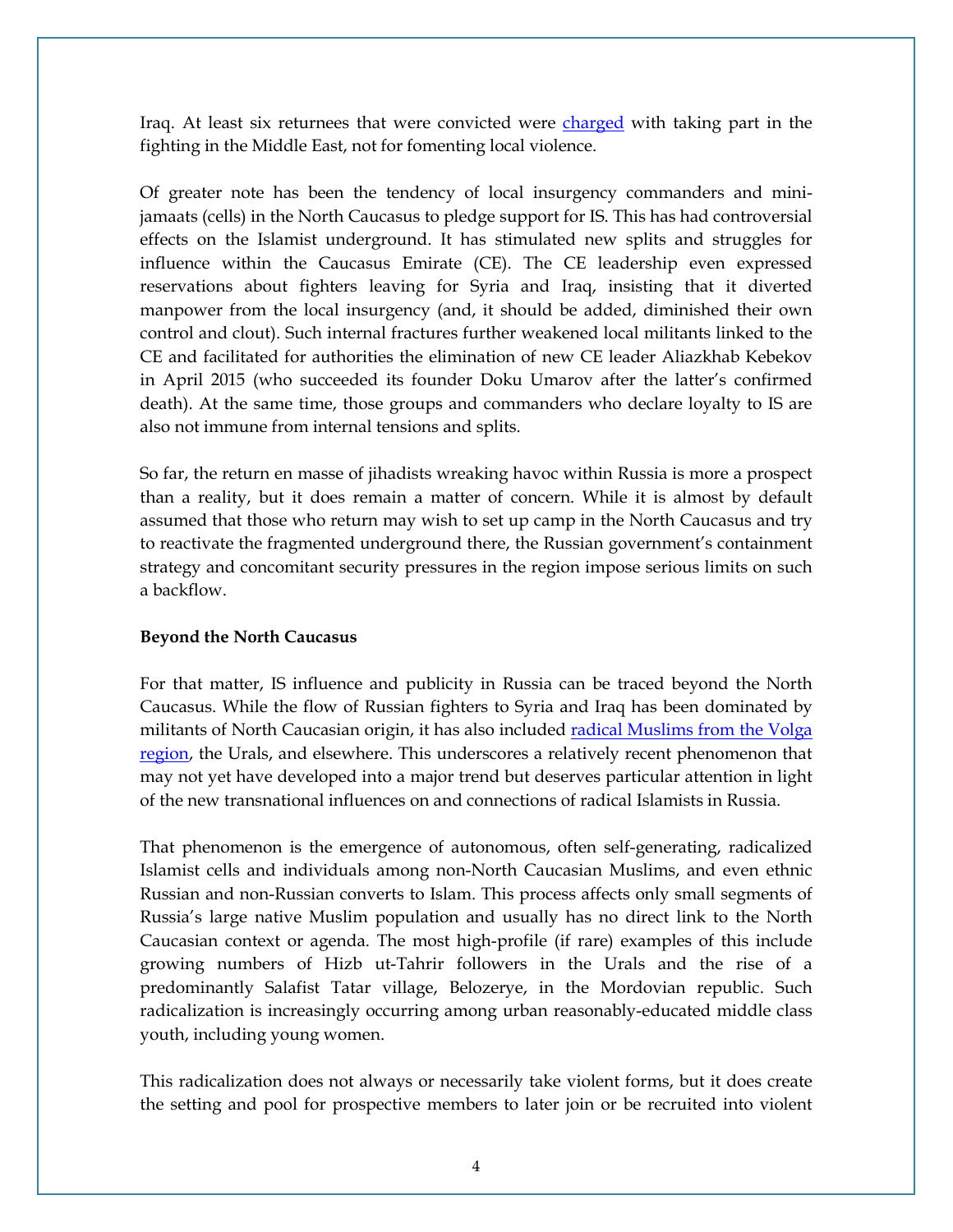Iraq. At least six returnees that were convicted were charged with taking part in the fighting in the Middle East, not for fomenting local violence.

Of greater note has been the tendency of local insurgency commanders and mini-jamaats (cells) in the North Caucasus to pledge support for IS. This has had controversial effects on the Islamist underground. It has stimulated new splits and struggles for influence within the Caucasus Emirate (CE). The CE leadership even expressed reservations about fighters leaving for Syria and Iraq, insisting that it diverted manpower from the local insurgency (and, it should be added, diminished their own control and clout). Such internal fractures further weakened local militants linked to the CE and facilitated for authorities the elimination of new CE leader Aliazkhab Kebekov in April 2015 (who succeeded its founder Doku Umarov after the latter's confirmed death). At the same time, those groups and commanders who declare loyalty to IS are also not immune from internal tensions and splits.

So far, the return en masse of jihadists wreaking havoc within Russia is more a prospect than a reality, but it does remain a matter of concern. While it is almost by default assumed that those who return may wish to set up camp in the North Caucasus and try to reactivate the fragmented underground there, the Russian government's containment strategy and concomitant security pressures in the region impose serious limits on such a backflow.

**Beyond the North Caucasus**

For that matter, IS influence and publicity in Russia can be traced beyond the North Caucasus. While the flow of Russian fighters to Syria and Iraq has been dominated by militants of North Caucasian origin, it has also included radical Muslims from the Volga region, the Urals, and elsewhere. This underscores a relatively recent phenomenon that may not yet have developed into a major trend but deserves particular attention in light of the new transnational influences on and connections of radical Islamists in Russia.

That phenomenon is the emergence of autonomous, often self-generating, radicalized Islamist cells and individuals among non-North Caucasian Muslims, and even ethnic Russian and non-Russian converts to Islam. This process affects only small segments of Russia's large native Muslim population and usually has no direct link to the North Caucasian context or agenda. The most high-profile (if rare) examples of this include growing numbers of Hizb ut-Tahrir followers in the Urals and the rise of a predominantly Salafist Tatar village, Belozerye, in the Mordovian republic. Such radicalization is increasingly occurring among urban reasonably-educated middle class youth, including young women.

This radicalization does not always or necessarily take violent forms, but it does create the setting and pool for prospective members to later join or be recruited into violent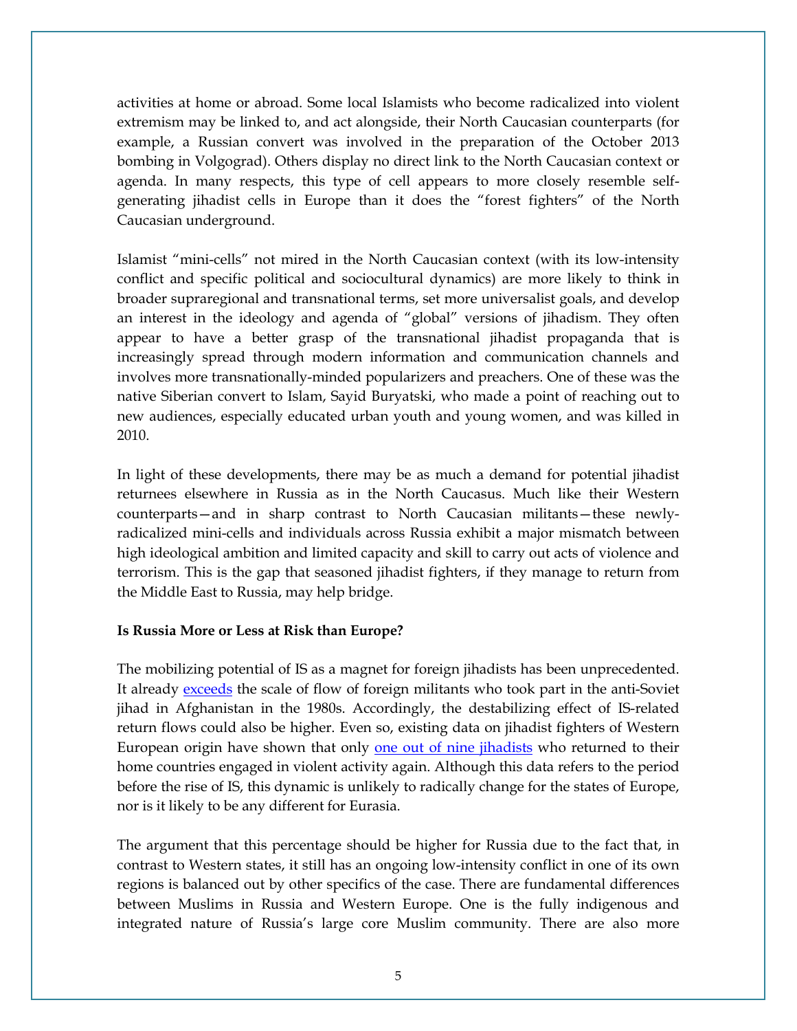activities at home or abroad. Some local Islamists who become radicalized into violent extremism may be linked to, and act alongside, their North Caucasian counterparts (for example, a Russian convert was involved in the preparation of the October 2013 bombing in Volgograd). Others display no direct link to the North Caucasian context or agenda. In many respects, this type of cell appears to more closely resemble self-generating jihadist cells in Europe than it does the "forest fighters" of the North Caucasian underground.

Islamist "mini-cells" not mired in the North Caucasian context (with its low-intensity conflict and specific political and sociocultural dynamics) are more likely to think in broader supraregional and transnational terms, set more universalist goals, and develop an interest in the ideology and agenda of "global" versions of jihadism. They often appear to have a better grasp of the transnational jihadist propaganda that is increasingly spread through modern information and communication channels and involves more transnationally-minded popularizers and preachers. One of these was the native Siberian convert to Islam, Sayid Buryatski, who made a point of reaching out to new audiences, especially educated urban youth and young women, and was killed in 2010.

In light of these developments, there may be as much a demand for potential jihadist returnees elsewhere in Russia as in the North Caucasus. Much like their Western counterparts—and in sharp contrast to North Caucasian militants—these newly-radicalized mini-cells and individuals across Russia exhibit a major mismatch between high ideological ambition and limited capacity and skill to carry out acts of violence and terrorism. This is the gap that seasoned jihadist fighters, if they manage to return from the Middle East to Russia, may help bridge.

**Is Russia More or Less at Risk than Europe?**

The mobilizing potential of IS as a magnet for foreign jihadists has been unprecedented. It already exceeds the scale of flow of foreign militants who took part in the anti-Soviet jihad in Afghanistan in the 1980s. Accordingly, the destabilizing effect of IS-related return flows could also be higher. Even so, existing data on jihadist fighters of Western European origin have shown that only one out of nine jihadists who returned to their home countries engaged in violent activity again. Although this data refers to the period before the rise of IS, this dynamic is unlikely to radically change for the states of Europe, nor is it likely to be any different for Eurasia.

The argument that this percentage should be higher for Russia due to the fact that, in contrast to Western states, it still has an ongoing low-intensity conflict in one of its own regions is balanced out by other specifics of the case. There are fundamental differences between Muslims in Russia and Western Europe. One is the fully indigenous and integrated nature of Russia's large core Muslim community. There are also more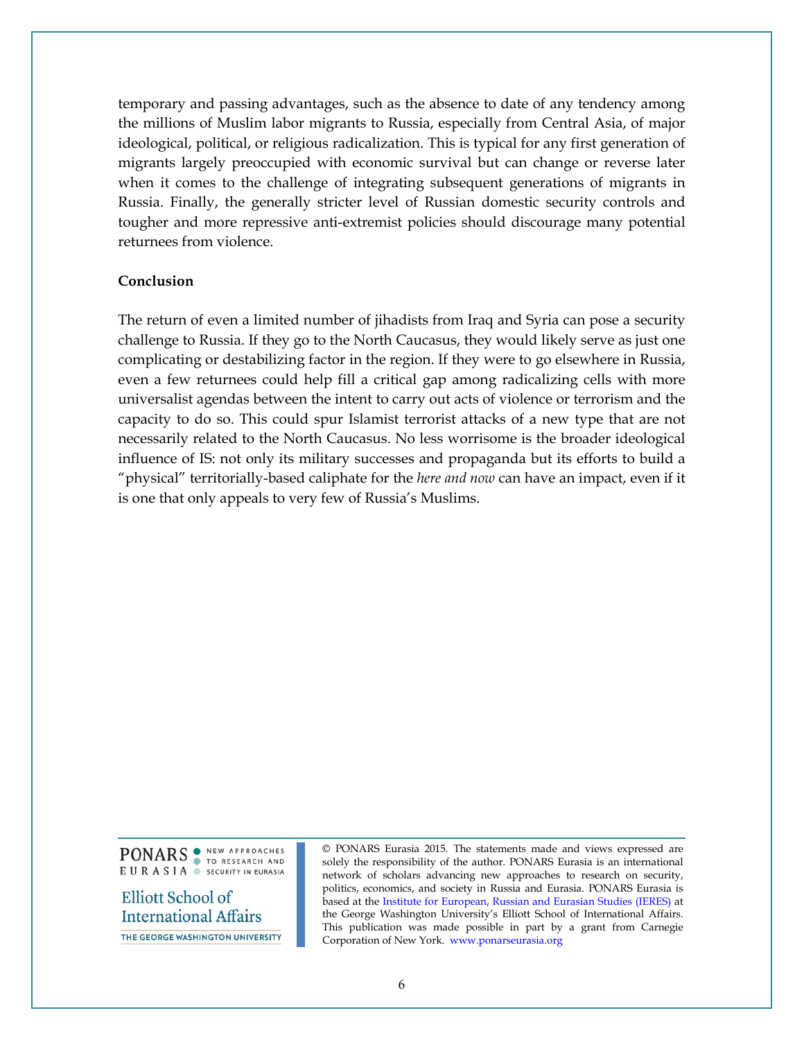temporary and passing advantages, such as the absence to date of any tendency among the millions of Muslim labor migrants to Russia, especially from Central Asia, of major ideological, political, or religious radicalization. This is typical for any first generation of migrants largely preoccupied with economic survival but can change or reverse later when it comes to the challenge of integrating subsequent generations of migrants in Russia. Finally, the generally stricter level of Russian domestic security controls and tougher and more repressive anti-extremist policies should discourage many potential returnees from violence.

**Conclusion**

The return of even a limited number of jihadists from Iraq and Syria can pose a security challenge to Russia. If they go to the North Caucasus, they would likely serve as just one complicating or destabilizing factor in the region. If they were to go elsewhere in Russia, even a few returnees could help fill a critical gap among radicalizing cells with more universalist agendas between the intent to carry out acts of violence or terrorism and the capacity to do so. This could spur Islamist terrorist attacks of a new type that are not necessarily related to the North Caucasus. No less worrisome is the broader ideological influence of IS: not only its military successes and propaganda but its efforts to build a "physical" territorially-based caliphate for the *here and now* can have an impact, even if it is one that only appeals to very few of Russia's Muslims.

PONARS EURASIA — NEW APPROACHES TO RESEARCH AND SECURITY IN EURASIA

Elliott School of International Affairs
THE GEORGE WASHINGTON UNIVERSITY

© PONARS Eurasia 2015. The statements made and views expressed are solely the responsibility of the author. PONARS Eurasia is an international network of scholars advancing new approaches to research on security, politics, economics, and society in Russia and Eurasia. PONARS Eurasia is based at the Institute for European, Russian and Eurasian Studies (IERES) at the George Washington University's Elliott School of International Affairs. This publication was made possible in part by a grant from Carnegie Corporation of New York. www.ponarseurasia.org